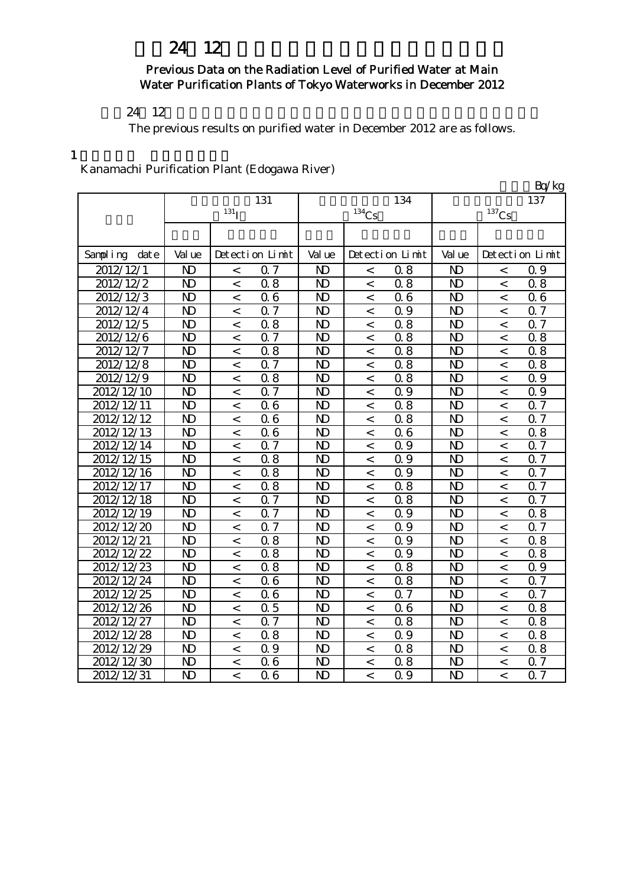# 24 12

## Previous Data on the Radiation Level of Purified Water at Main Water Purification Plants of Tokyo Waterworks in December 2012

24 12

The previous results on purified water in December 2012 are as follows.

1

Kanamachi Purification Plant (Edogawa River)

Bq/kg

| | 131 $^{131}I$ | | | 134 $^{134}Cs$ | | | 137 $^{137}Cs$ | | |
|---|---|---|---|---|---|---|---|---|---|
| Sampling date | Value | Detection Limit | | Value | Detection Limit | | Value | Detection Limit | |
| 2012/12/1 | ND | < | 0.7 | ND | < | 0.8 | ND | < | 0.9 |
| 2012/12/2 | ND | < | 0.8 | ND | < | 0.8 | ND | < | 0.8 |
| 2012/12/3 | ND | < | 0.6 | ND | < | 0.6 | ND | < | 0.6 |
| 2012/12/4 | ND | < | 0.7 | ND | < | 0.9 | ND | < | 0.7 |
| 2012/12/5 | ND | < | 0.8 | ND | < | 0.8 | ND | < | 0.7 |
| 2012/12/6 | ND | < | 0.7 | ND | < | 0.8 | ND | < | 0.8 |
| 2012/12/7 | ND | < | 0.8 | ND | < | 0.8 | ND | < | 0.8 |
| 2012/12/8 | ND | < | 0.7 | ND | < | 0.8 | ND | < | 0.8 |
| 2012/12/9 | ND | < | 0.8 | ND | < | 0.8 | ND | < | 0.9 |
| 2012/12/10 | ND | < | 0.7 | ND | < | 0.9 | ND | < | 0.9 |
| 2012/12/11 | ND | < | 0.6 | ND | < | 0.8 | ND | < | 0.7 |
| 2012/12/12 | ND | < | 0.6 | ND | < | 0.8 | ND | < | 0.7 |
| 2012/12/13 | ND | < | 0.6 | ND | < | 0.6 | ND | < | 0.8 |
| 2012/12/14 | ND | < | 0.7 | ND | < | 0.9 | ND | < | 0.7 |
| 2012/12/15 | ND | < | 0.8 | ND | < | 0.9 | ND | < | 0.7 |
| 2012/12/16 | ND | < | 0.8 | ND | < | 0.9 | ND | < | 0.7 |
| 2012/12/17 | ND | < | 0.8 | ND | < | 0.8 | ND | < | 0.7 |
| 2012/12/18 | ND | < | 0.7 | ND | < | 0.8 | ND | < | 0.7 |
| 2012/12/19 | ND | < | 0.7 | ND | < | 0.9 | ND | < | 0.8 |
| 2012/12/20 | ND | < | 0.7 | ND | < | 0.9 | ND | < | 0.7 |
| 2012/12/21 | ND | < | 0.8 | ND | < | 0.9 | ND | < | 0.8 |
| 2012/12/22 | ND | < | 0.8 | ND | < | 0.9 | ND | < | 0.8 |
| 2012/12/23 | ND | < | 0.8 | ND | < | 0.8 | ND | < | 0.9 |
| 2012/12/24 | ND | < | 0.6 | ND | < | 0.8 | ND | < | 0.7 |
| 2012/12/25 | ND | < | 0.6 | ND | < | 0.7 | ND | < | 0.7 |
| 2012/12/26 | ND | < | 0.5 | ND | < | 0.6 | ND | < | 0.8 |
| 2012/12/27 | ND | < | 0.7 | ND | < | 0.8 | ND | < | 0.8 |
| 2012/12/28 | ND | < | 0.8 | ND | < | 0.9 | ND | < | 0.8 |
| 2012/12/29 | ND | < | 0.9 | ND | < | 0.8 | ND | < | 0.8 |
| 2012/12/30 | ND | < | 0.6 | ND | < | 0.8 | ND | < | 0.7 |
| 2012/12/31 | ND | < | 0.6 | ND | < | 0.9 | ND | < | 0.7 |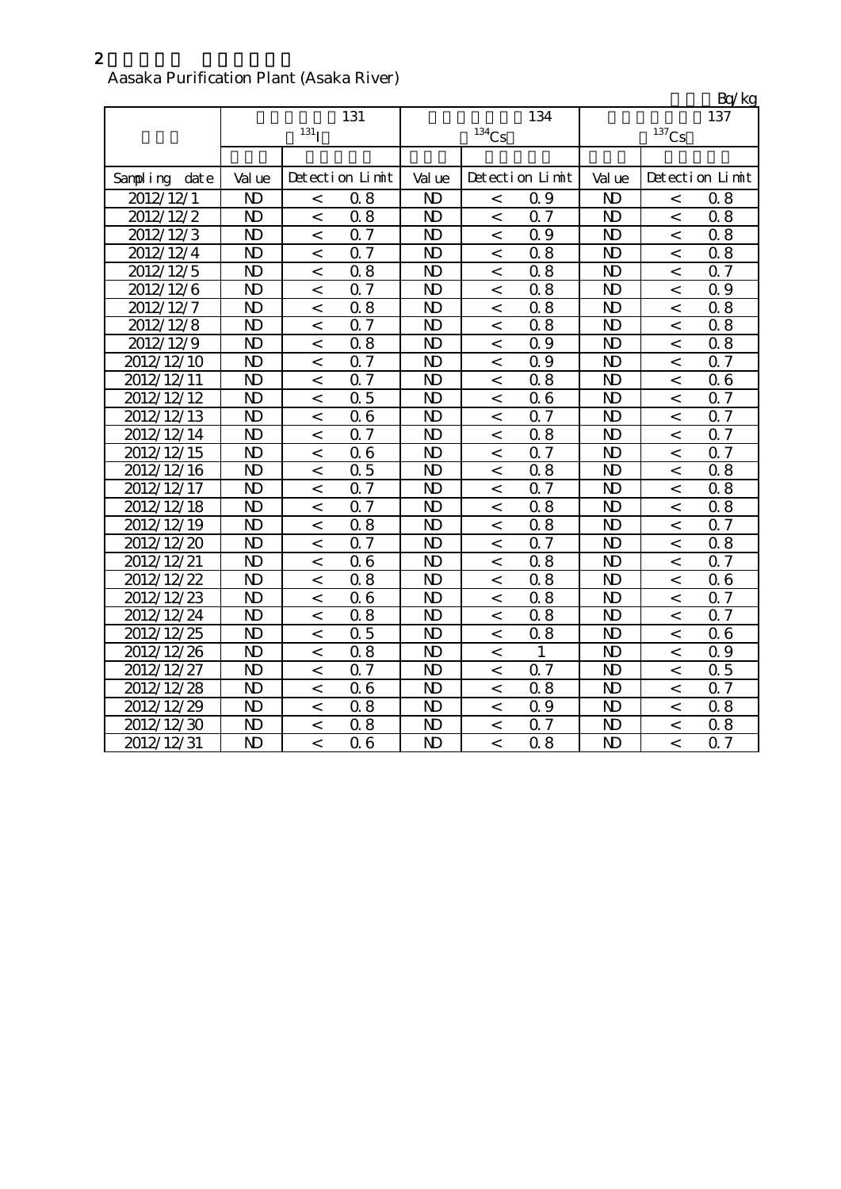2

Aasaka Purification Plant (Asaka River)

Bq/kg

| | 131 $^{131}I$ | | | 134 $^{134}Cs$ | | | 137 $^{137}Cs$ | | |
|---|---|---|---|---|---|---|---|---|---|
| Sampling date | Value | Detection Limit | | Value | Detection Limit | | Value | Detection Limit | |
| 2012/12/1 | ND | < | 0.8 | ND | < | 0.9 | ND | < | 0.8 |
| 2012/12/2 | ND | < | 0.8 | ND | < | 0.7 | ND | < | 0.8 |
| 2012/12/3 | ND | < | 0.7 | ND | < | 0.9 | ND | < | 0.8 |
| 2012/12/4 | ND | < | 0.7 | ND | < | 0.8 | ND | < | 0.8 |
| 2012/12/5 | ND | < | 0.8 | ND | < | 0.8 | ND | < | 0.7 |
| 2012/12/6 | ND | < | 0.7 | ND | < | 0.8 | ND | < | 0.9 |
| 2012/12/7 | ND | < | 0.8 | ND | < | 0.8 | ND | < | 0.8 |
| 2012/12/8 | ND | < | 0.7 | ND | < | 0.8 | ND | < | 0.8 |
| 2012/12/9 | ND | < | 0.8 | ND | < | 0.9 | ND | < | 0.8 |
| 2012/12/10 | ND | < | 0.7 | ND | < | 0.9 | ND | < | 0.7 |
| 2012/12/11 | ND | < | 0.7 | ND | < | 0.8 | ND | < | 0.6 |
| 2012/12/12 | ND | < | 0.5 | ND | < | 0.6 | ND | < | 0.7 |
| 2012/12/13 | ND | < | 0.6 | ND | < | 0.7 | ND | < | 0.7 |
| 2012/12/14 | ND | < | 0.7 | ND | < | 0.8 | ND | < | 0.7 |
| 2012/12/15 | ND | < | 0.6 | ND | < | 0.7 | ND | < | 0.7 |
| 2012/12/16 | ND | < | 0.5 | ND | < | 0.8 | ND | < | 0.8 |
| 2012/12/17 | ND | < | 0.7 | ND | < | 0.7 | ND | < | 0.8 |
| 2012/12/18 | ND | < | 0.7 | ND | < | 0.8 | ND | < | 0.8 |
| 2012/12/19 | ND | < | 0.8 | ND | < | 0.8 | ND | < | 0.7 |
| 2012/12/20 | ND | < | 0.7 | ND | < | 0.7 | ND | < | 0.8 |
| 2012/12/21 | ND | < | 0.6 | ND | < | 0.8 | ND | < | 0.7 |
| 2012/12/22 | ND | < | 0.8 | ND | < | 0.8 | ND | < | 0.6 |
| 2012/12/23 | ND | < | 0.6 | ND | < | 0.8 | ND | < | 0.7 |
| 2012/12/24 | ND | < | 0.8 | ND | < | 0.8 | ND | < | 0.7 |
| 2012/12/25 | ND | < | 0.5 | ND | < | 0.8 | ND | < | 0.6 |
| 2012/12/26 | ND | < | 0.8 | ND | < | 1 | ND | < | 0.9 |
| 2012/12/27 | ND | < | 0.7 | ND | < | 0.7 | ND | < | 0.5 |
| 2012/12/28 | ND | < | 0.6 | ND | < | 0.8 | ND | < | 0.7 |
| 2012/12/29 | ND | < | 0.8 | ND | < | 0.9 | ND | < | 0.8 |
| 2012/12/30 | ND | < | 0.8 | ND | < | 0.7 | ND | < | 0.8 |
| 2012/12/31 | ND | < | 0.6 | ND | < | 0.8 | ND | < | 0.7 |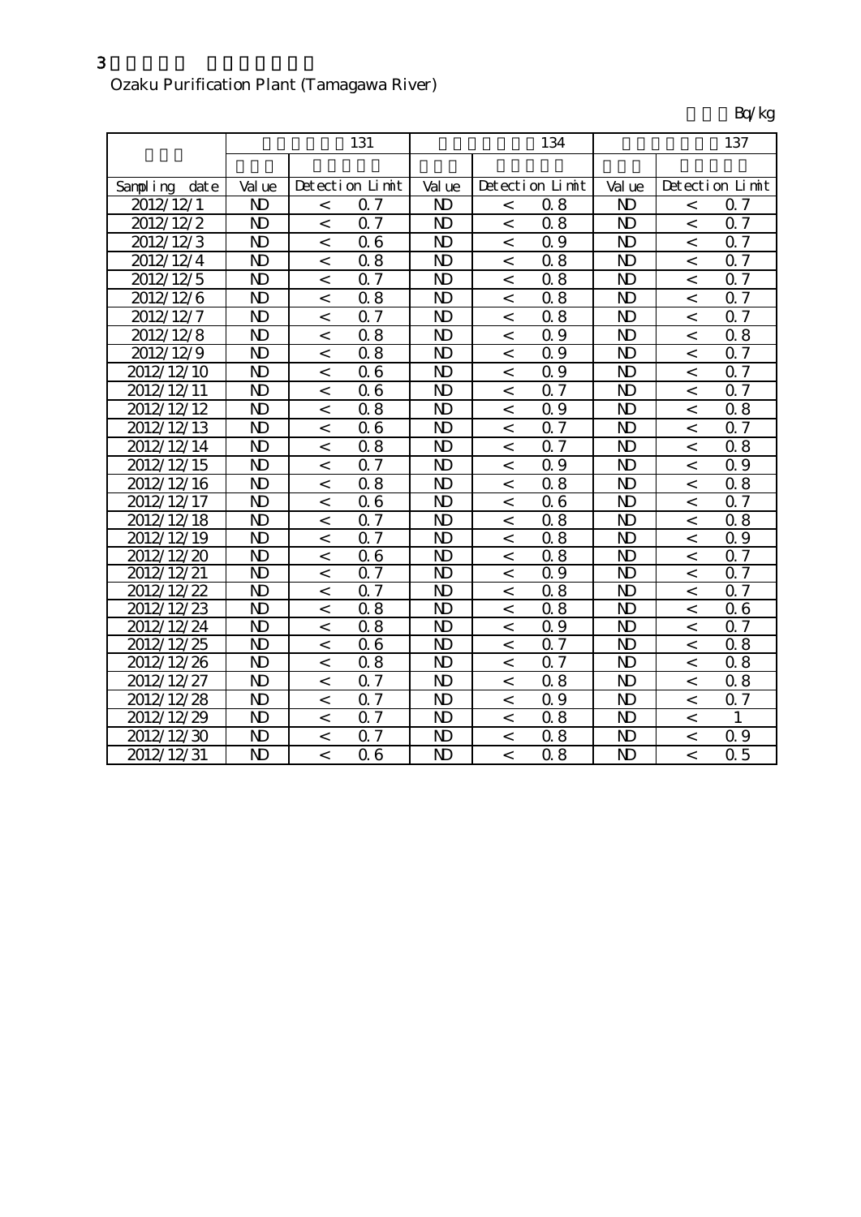3

Ozaku Purification Plant (Tamagawa River)

Bq/kg

| | 131 | | | 134 | | | 137 | | |
|---|---|---|---|---|---|---|---|---|---|
| Sampling date | Value | Detection Limit | | Value | Detection Limit | | Value | Detection Limit | |
| 2012/12/1 | ND | < | 0.7 | ND | < | 0.8 | ND | < | 0.7 |
| 2012/12/2 | ND | < | 0.7 | ND | < | 0.8 | ND | < | 0.7 |
| 2012/12/3 | ND | < | 0.6 | ND | < | 0.9 | ND | < | 0.7 |
| 2012/12/4 | ND | < | 0.8 | ND | < | 0.8 | ND | < | 0.7 |
| 2012/12/5 | ND | < | 0.7 | ND | < | 0.8 | ND | < | 0.7 |
| 2012/12/6 | ND | < | 0.8 | ND | < | 0.8 | ND | < | 0.7 |
| 2012/12/7 | ND | < | 0.7 | ND | < | 0.8 | ND | < | 0.7 |
| 2012/12/8 | ND | < | 0.8 | ND | < | 0.9 | ND | < | 0.8 |
| 2012/12/9 | ND | < | 0.8 | ND | < | 0.9 | ND | < | 0.7 |
| 2012/12/10 | ND | < | 0.6 | ND | < | 0.9 | ND | < | 0.7 |
| 2012/12/11 | ND | < | 0.6 | ND | < | 0.7 | ND | < | 0.7 |
| 2012/12/12 | ND | < | 0.8 | ND | < | 0.9 | ND | < | 0.8 |
| 2012/12/13 | ND | < | 0.6 | ND | < | 0.7 | ND | < | 0.7 |
| 2012/12/14 | ND | < | 0.8 | ND | < | 0.7 | ND | < | 0.8 |
| 2012/12/15 | ND | < | 0.7 | ND | < | 0.9 | ND | < | 0.9 |
| 2012/12/16 | ND | < | 0.8 | ND | < | 0.8 | ND | < | 0.8 |
| 2012/12/17 | ND | < | 0.6 | ND | < | 0.6 | ND | < | 0.7 |
| 2012/12/18 | ND | < | 0.7 | ND | < | 0.8 | ND | < | 0.8 |
| 2012/12/19 | ND | < | 0.7 | ND | < | 0.8 | ND | < | 0.9 |
| 2012/12/20 | ND | < | 0.6 | ND | < | 0.8 | ND | < | 0.7 |
| 2012/12/21 | ND | < | 0.7 | ND | < | 0.9 | ND | < | 0.7 |
| 2012/12/22 | ND | < | 0.7 | ND | < | 0.8 | ND | < | 0.7 |
| 2012/12/23 | ND | < | 0.8 | ND | < | 0.8 | ND | < | 0.6 |
| 2012/12/24 | ND | < | 0.8 | ND | < | 0.9 | ND | < | 0.7 |
| 2012/12/25 | ND | < | 0.6 | ND | < | 0.7 | ND | < | 0.8 |
| 2012/12/26 | ND | < | 0.8 | ND | < | 0.7 | ND | < | 0.8 |
| 2012/12/27 | ND | < | 0.7 | ND | < | 0.8 | ND | < | 0.8 |
| 2012/12/28 | ND | < | 0.7 | ND | < | 0.9 | ND | < | 0.7 |
| 2012/12/29 | ND | < | 0.7 | ND | < | 0.8 | ND | < | 1 |
| 2012/12/30 | ND | < | 0.7 | ND | < | 0.8 | ND | < | 0.9 |
| 2012/12/31 | ND | < | 0.6 | ND | < | 0.8 | ND | < | 0.5 |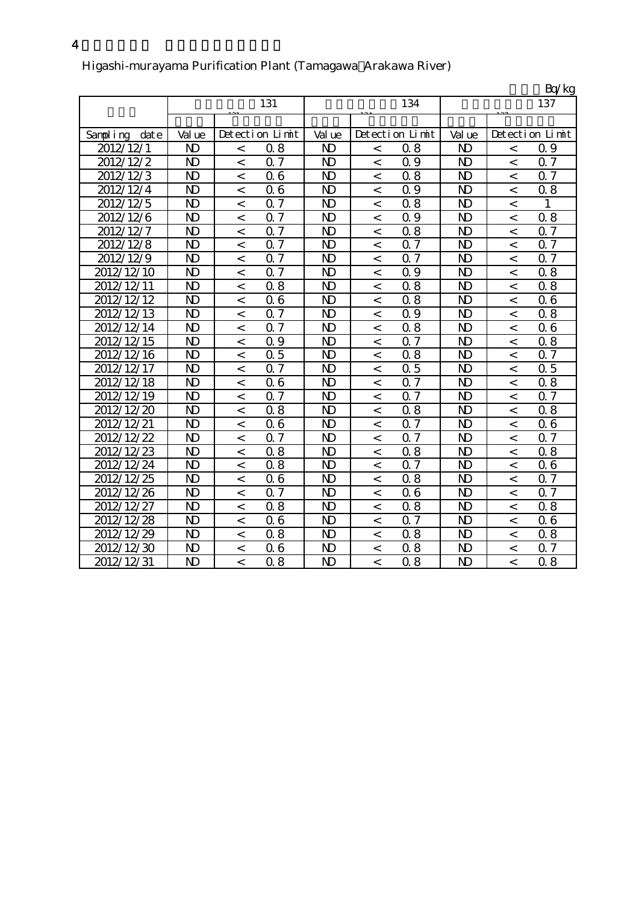4

Higashi-murayama Purification Plant (Tamagawa Arakawa River)

Bq/kg

| | 131 | | | 134 | | | 137 | | |
|---|---|---|---|---|---|---|---|---|---|
| Sampling date | Value | Detection Limit | | Value | Detection Limit | | Value | Detection Limit | |
| 2012/12/1 | ND | < | 0.8 | ND | < | 0.8 | ND | < | 0.9 |
| 2012/12/2 | ND | < | 0.7 | ND | < | 0.9 | ND | < | 0.7 |
| 2012/12/3 | ND | < | 0.6 | ND | < | 0.8 | ND | < | 0.7 |
| 2012/12/4 | ND | < | 0.6 | ND | < | 0.9 | ND | < | 0.8 |
| 2012/12/5 | ND | < | 0.7 | ND | < | 0.8 | ND | < | 1 |
| 2012/12/6 | ND | < | 0.7 | ND | < | 0.9 | ND | < | 0.8 |
| 2012/12/7 | ND | < | 0.7 | ND | < | 0.8 | ND | < | 0.7 |
| 2012/12/8 | ND | < | 0.7 | ND | < | 0.7 | ND | < | 0.7 |
| 2012/12/9 | ND | < | 0.7 | ND | < | 0.7 | ND | < | 0.7 |
| 2012/12/10 | ND | < | 0.7 | ND | < | 0.9 | ND | < | 0.8 |
| 2012/12/11 | ND | < | 0.8 | ND | < | 0.8 | ND | < | 0.8 |
| 2012/12/12 | ND | < | 0.6 | ND | < | 0.8 | ND | < | 0.6 |
| 2012/12/13 | ND | < | 0.7 | ND | < | 0.9 | ND | < | 0.8 |
| 2012/12/14 | ND | < | 0.7 | ND | < | 0.8 | ND | < | 0.6 |
| 2012/12/15 | ND | < | 0.9 | ND | < | 0.7 | ND | < | 0.8 |
| 2012/12/16 | ND | < | 0.5 | ND | < | 0.8 | ND | < | 0.7 |
| 2012/12/17 | ND | < | 0.7 | ND | < | 0.5 | ND | < | 0.5 |
| 2012/12/18 | ND | < | 0.6 | ND | < | 0.7 | ND | < | 0.8 |
| 2012/12/19 | ND | < | 0.7 | ND | < | 0.7 | ND | < | 0.7 |
| 2012/12/20 | ND | < | 0.8 | ND | < | 0.8 | ND | < | 0.8 |
| 2012/12/21 | ND | < | 0.6 | ND | < | 0.7 | ND | < | 0.6 |
| 2012/12/22 | ND | < | 0.7 | ND | < | 0.7 | ND | < | 0.7 |
| 2012/12/23 | ND | < | 0.8 | ND | < | 0.8 | ND | < | 0.8 |
| 2012/12/24 | ND | < | 0.8 | ND | < | 0.7 | ND | < | 0.6 |
| 2012/12/25 | ND | < | 0.6 | ND | < | 0.8 | ND | < | 0.7 |
| 2012/12/26 | ND | < | 0.7 | ND | < | 0.6 | ND | < | 0.7 |
| 2012/12/27 | ND | < | 0.8 | ND | < | 0.8 | ND | < | 0.8 |
| 2012/12/28 | ND | < | 0.6 | ND | < | 0.7 | ND | < | 0.6 |
| 2012/12/29 | ND | < | 0.8 | ND | < | 0.8 | ND | < | 0.8 |
| 2012/12/30 | ND | < | 0.6 | ND | < | 0.8 | ND | < | 0.7 |
| 2012/12/31 | ND | < | 0.8 | ND | < | 0.8 | ND | < | 0.8 |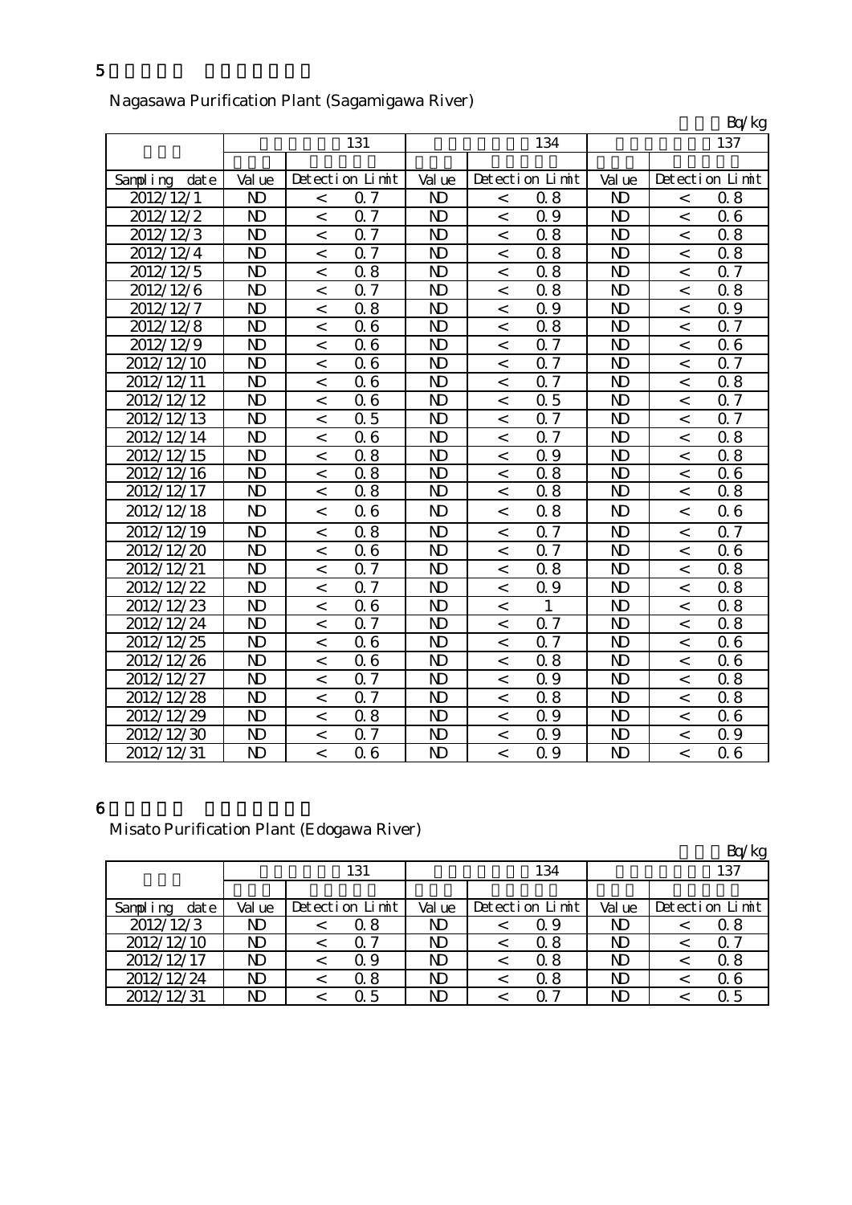5

Nagasawa Purification Plant (Sagamigawa River)

Bq/kg

| | 131 | | | 134 | | | 137 | | |
|---|---|---|---|---|---|---|---|---|---|
| | | | | | | | | | |
| Sampling date | Value | Detection Limit | | Value | Detection Limit | | Value | Detection Limit | |
| 2012/12/1 | ND | < | 0.7 | ND | < | 0.8 | ND | < | 0.8 |
| 2012/12/2 | ND | < | 0.7 | ND | < | 0.9 | ND | < | 0.6 |
| 2012/12/3 | ND | < | 0.7 | ND | < | 0.8 | ND | < | 0.8 |
| 2012/12/4 | ND | < | 0.7 | ND | < | 0.8 | ND | < | 0.8 |
| 2012/12/5 | ND | < | 0.8 | ND | < | 0.8 | ND | < | 0.7 |
| 2012/12/6 | ND | < | 0.7 | ND | < | 0.8 | ND | < | 0.8 |
| 2012/12/7 | ND | < | 0.8 | ND | < | 0.9 | ND | < | 0.9 |
| 2012/12/8 | ND | < | 0.6 | ND | < | 0.8 | ND | < | 0.7 |
| 2012/12/9 | ND | < | 0.6 | ND | < | 0.7 | ND | < | 0.6 |
| 2012/12/10 | ND | < | 0.6 | ND | < | 0.7 | ND | < | 0.7 |
| 2012/12/11 | ND | < | 0.6 | ND | < | 0.7 | ND | < | 0.8 |
| 2012/12/12 | ND | < | 0.6 | ND | < | 0.5 | ND | < | 0.7 |
| 2012/12/13 | ND | < | 0.5 | ND | < | 0.7 | ND | < | 0.7 |
| 2012/12/14 | ND | < | 0.6 | ND | < | 0.7 | ND | < | 0.8 |
| 2012/12/15 | ND | < | 0.8 | ND | < | 0.9 | ND | < | 0.8 |
| 2012/12/16 | ND | < | 0.8 | ND | < | 0.8 | ND | < | 0.6 |
| 2012/12/17 | ND | < | 0.8 | ND | < | 0.8 | ND | < | 0.8 |
| 2012/12/18 | ND | < | 0.6 | ND | < | 0.8 | ND | < | 0.6 |
| 2012/12/19 | ND | < | 0.8 | ND | < | 0.7 | ND | < | 0.7 |
| 2012/12/20 | ND | < | 0.6 | ND | < | 0.7 | ND | < | 0.6 |
| 2012/12/21 | ND | < | 0.7 | ND | < | 0.8 | ND | < | 0.8 |
| 2012/12/22 | ND | < | 0.7 | ND | < | 0.9 | ND | < | 0.8 |
| 2012/12/23 | ND | < | 0.6 | ND | < | 1 | ND | < | 0.8 |
| 2012/12/24 | ND | < | 0.7 | ND | < | 0.7 | ND | < | 0.8 |
| 2012/12/25 | ND | < | 0.6 | ND | < | 0.7 | ND | < | 0.6 |
| 2012/12/26 | ND | < | 0.6 | ND | < | 0.8 | ND | < | 0.6 |
| 2012/12/27 | ND | < | 0.7 | ND | < | 0.9 | ND | < | 0.8 |
| 2012/12/28 | ND | < | 0.7 | ND | < | 0.8 | ND | < | 0.8 |
| 2012/12/29 | ND | < | 0.8 | ND | < | 0.9 | ND | < | 0.6 |
| 2012/12/30 | ND | < | 0.7 | ND | < | 0.9 | ND | < | 0.9 |
| 2012/12/31 | ND | < | 0.6 | ND | < | 0.9 | ND | < | 0.6 |

6

Misato Purification Plant (Edogawa River)

Bq/kg

| | 131 | | | 134 | | | 137 | | |
|---|---|---|---|---|---|---|---|---|---|
| | | | | | | | | | |
| Sampling date | Value | Detection Limit | | Value | Detection Limit | | Value | Detection Limit | |
| 2012/12/3 | ND | < | 0.8 | ND | < | 0.9 | ND | < | 0.8 |
| 2012/12/10 | ND | < | 0.7 | ND | < | 0.8 | ND | < | 0.7 |
| 2012/12/17 | ND | < | 0.9 | ND | < | 0.8 | ND | < | 0.8 |
| 2012/12/24 | ND | < | 0.8 | ND | < | 0.8 | ND | < | 0.6 |
| 2012/12/31 | ND | < | 0.5 | ND | < | 0.7 | ND | < | 0.5 |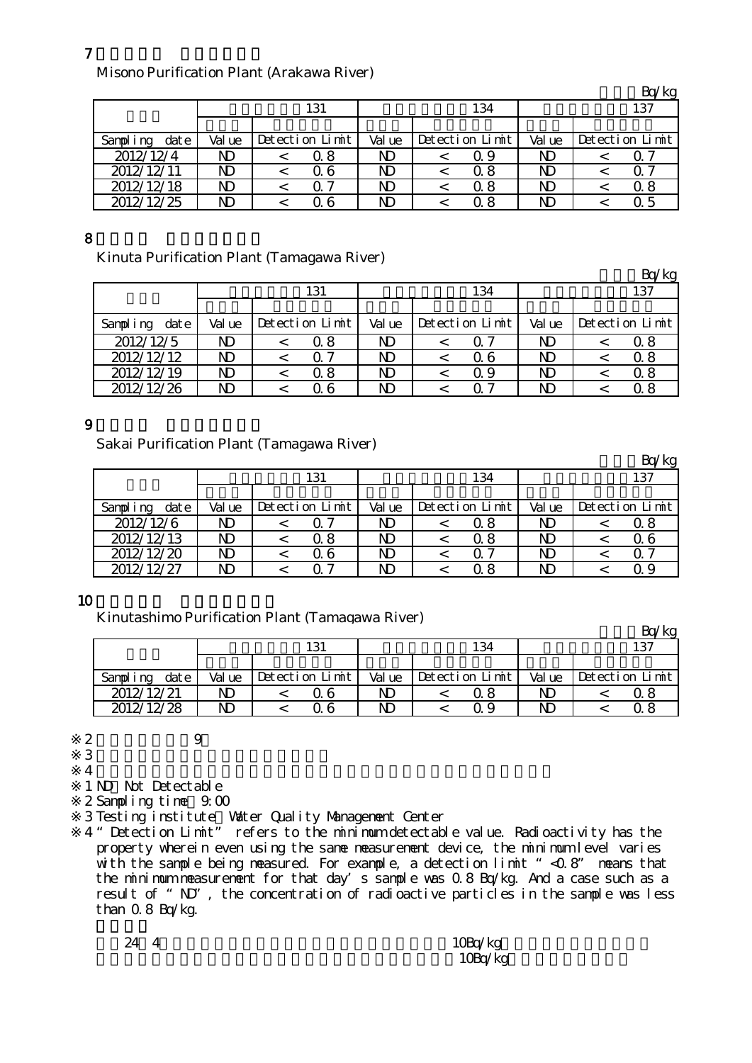7

Misono Purification Plant (Arakawa River)

Bq/kg

| | 131 | | | 134 | | | 137 | | |
|---|---|---|---|---|---|---|---|---|---|
| | | | | | | | | | |
| Sampling date | Value | Detection Limit | | Value | Detection Limit | | Value | Detection Limit | |
| 2012/12/4 | ND | < | 0.8 | ND | < | 0.9 | ND | < | 0.7 |
| 2012/12/11 | ND | < | 0.6 | ND | < | 0.8 | ND | < | 0.7 |
| 2012/12/18 | ND | < | 0.7 | ND | < | 0.8 | ND | < | 0.8 |
| 2012/12/25 | ND | < | 0.6 | ND | < | 0.8 | ND | < | 0.5 |

8

Kinuta Purification Plant (Tamagawa River)

Bq/kg

| | 131 | | | 134 | | | 137 | | |
|---|---|---|---|---|---|---|---|---|---|
| | | | | | | | | | |
| Sampling date | Value | Detection Limit | | Value | Detection Limit | | Value | Detection Limit | |
| 2012/12/5 | ND | < | 0.8 | ND | < | 0.7 | ND | < | 0.8 |
| 2012/12/12 | ND | < | 0.7 | ND | < | 0.6 | ND | < | 0.8 |
| 2012/12/19 | ND | < | 0.8 | ND | < | 0.9 | ND | < | 0.8 |
| 2012/12/26 | ND | < | 0.6 | ND | < | 0.7 | ND | < | 0.8 |

9

Sakai Purification Plant (Tamagawa River)

Bq/kg

| | 131 | | | 134 | | | 137 | | |
|---|---|---|---|---|---|---|---|---|---|
| | | | | | | | | | |
| Sampling date | Value | Detection Limit | | Value | Detection Limit | | Value | Detection Limit | |
| 2012/12/6 | ND | < | 0.7 | ND | < | 0.8 | ND | < | 0.8 |
| 2012/12/13 | ND | < | 0.8 | ND | < | 0.8 | ND | < | 0.6 |
| 2012/12/20 | ND | < | 0.6 | ND | < | 0.7 | ND | < | 0.7 |
| 2012/12/27 | ND | < | 0.7 | ND | < | 0.8 | ND | < | 0.9 |

10

Kinutashimo Purification Plant (Tamagawa River)

Bq/kg

| | 131 | | | 134 | | | 137 | | |
|---|---|---|---|---|---|---|---|---|---|
| | | | | | | | | | |
| Sampling date | Value | Detection Limit | | Value | Detection Limit | | Value | Detection Limit | |
| 2012/12/21 | ND | < | 0.6 | ND | < | 0.8 | ND | < | 0.8 |
| 2012/12/28 | ND | < | 0.6 | ND | < | 0.9 | ND | < | 0.8 |

※2 9

※3

※4

※1 ND Not Detectable

※2 Sampling time 9:00

※3 Testing institute Water Quality Management Center

※4 "Detection Limit" refers to the minimum detectable value. Radioactivity has the property wherein even using the same measurement device, the minimum level varies with the sample being measured. For example, a detection limit "<0.8" means that the minimum measurement for that day's sample was 0.8 Bq/kg. And a case such as a result of "ND", the concentration of radioactive particles in the sample was less than 0.8 Bq/kg.

24 4 10Bq/kg

10Bq/kg